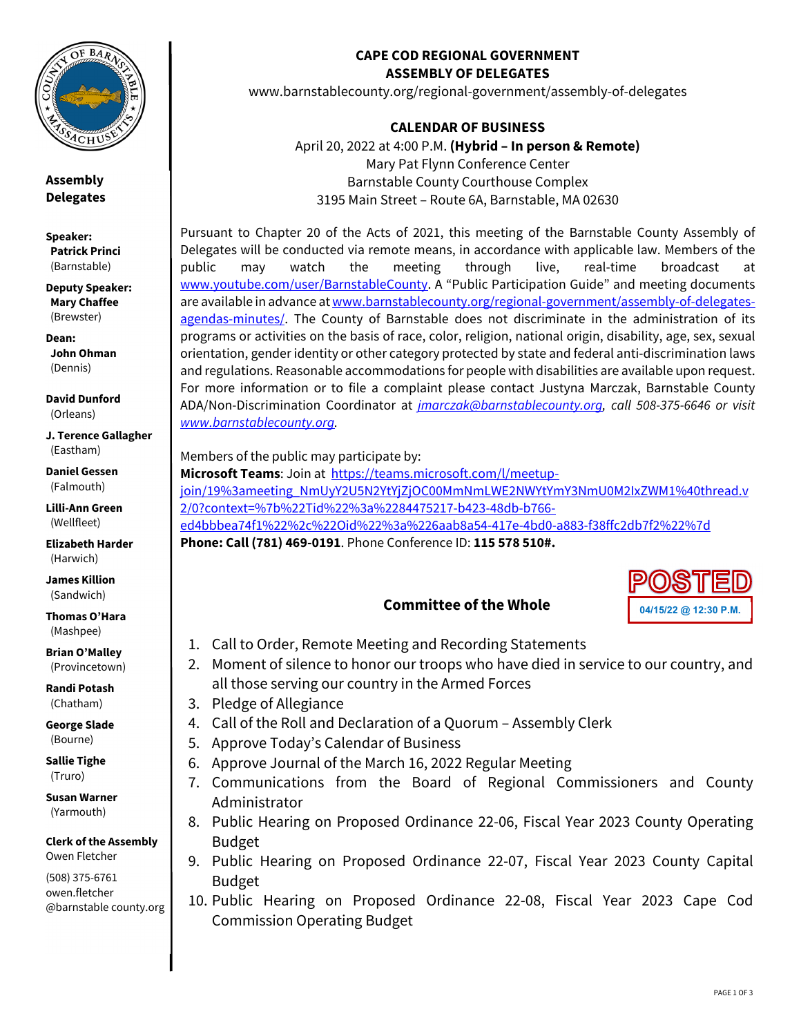**Assembly Delegates**

**Speaker:**
**Patrick Princi**
(Barnstable)

**Deputy Speaker:**
**Mary Chaffee**
(Brewster)

**Dean:**
**John Ohman**
(Dennis)

**David Dunford**
(Orleans)

**J. Terence Gallagher**
(Eastham)

**Daniel Gessen**
(Falmouth)

**Lilli-Ann Green**
(Wellfleet)

**Elizabeth Harder**
(Harwich)

**James Killion**
(Sandwich)

**Thomas O'Hara**
(Mashpee)

**Brian O'Malley**
(Provincetown)

**Randi Potash**
(Chatham)

**George Slade**
(Bourne)

**Sallie Tighe**
(Truro)

**Susan Warner**
(Yarmouth)

**Clerk of the Assembly**
Owen Fletcher

(508) 375-6761
owen.fletcher
@barnstable county.org

# CAPE COD REGIONAL GOVERNMENT
# ASSEMBLY OF DELEGATES

www.barnstablecounty.org/regional-government/assembly-of-delegates

## CALENDAR OF BUSINESS

April 20, 2022 at 4:00 P.M. **(Hybrid – In person & Remote)**
Mary Pat Flynn Conference Center
Barnstable County Courthouse Complex
3195 Main Street – Route 6A, Barnstable, MA 02630

Pursuant to Chapter 20 of the Acts of 2021, this meeting of the Barnstable County Assembly of Delegates will be conducted via remote means, in accordance with applicable law. Members of the public may watch the meeting through live, real-time broadcast at www.youtube.com/user/BarnstableCounty. A "Public Participation Guide" and meeting documents are available in advance at www.barnstablecounty.org/regional-government/assembly-of-delegates-agendas-minutes/. The County of Barnstable does not discriminate in the administration of its programs or activities on the basis of race, color, religion, national origin, disability, age, sex, sexual orientation, gender identity or other category protected by state and federal anti-discrimination laws and regulations. Reasonable accommodations for people with disabilities are available upon request. For more information or to file a complaint please contact Justyna Marczak, Barnstable County ADA/Non-Discrimination Coordinator at *jmarczak@barnstablecounty.org, call 508-375-6646 or visit www.barnstablecounty.org.*

Members of the public may participate by:
**Microsoft Teams**: Join at https://teams.microsoft.com/l/meetup-join/19%3ameeting_NmUyY2U5N2YtYjZjOC00MmNmLWE2NWYtYmY3NmU0M2IxZWM1%40thread.v2/0?context=%7b%22Tid%22%3a%2284475217-b423-48db-b766-ed4bbbea74f1%22%2c%22Oid%22%3a%226aab8a54-417e-4bd0-a883-f38ffc2db7f2%22%7d
**Phone: Call (781) 469-0191**. Phone Conference ID: **115 578 510#.**

POSTED
04/15/22 @ 12:30 P.M.

### Committee of the Whole

1. Call to Order, Remote Meeting and Recording Statements
2. Moment of silence to honor our troops who have died in service to our country, and all those serving our country in the Armed Forces
3. Pledge of Allegiance
4. Call of the Roll and Declaration of a Quorum – Assembly Clerk
5. Approve Today's Calendar of Business
6. Approve Journal of the March 16, 2022 Regular Meeting
7. Communications from the Board of Regional Commissioners and County Administrator
8. Public Hearing on Proposed Ordinance 22-06, Fiscal Year 2023 County Operating Budget
9. Public Hearing on Proposed Ordinance 22-07, Fiscal Year 2023 County Capital Budget
10. Public Hearing on Proposed Ordinance 22-08, Fiscal Year 2023 Cape Cod Commission Operating Budget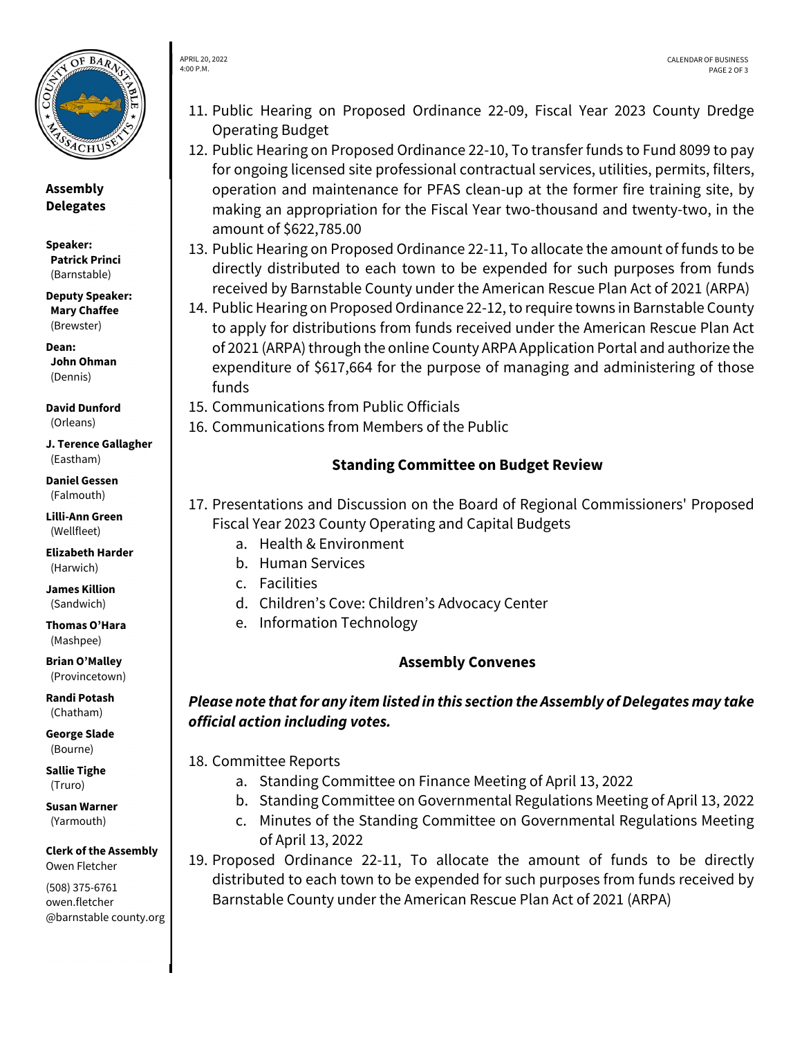**Assembly Delegates**

**Speaker:**
**Patrick Princi**
(Barnstable)

**Deputy Speaker:**
**Mary Chaffee**
(Brewster)

**Dean:**
**John Ohman**
(Dennis)

**David Dunford**
(Orleans)

**J. Terence Gallagher**
(Eastham)

**Daniel Gessen**
(Falmouth)

**Lilli-Ann Green**
(Wellfleet)

**Elizabeth Harder**
(Harwich)

**James Killion**
(Sandwich)

**Thomas O'Hara**
(Mashpee)

**Brian O'Malley**
(Provincetown)

**Randi Potash**
(Chatham)

**George Slade**
(Bourne)

**Sallie Tighe**
(Truro)

**Susan Warner**
(Yarmouth)

**Clerk of the Assembly**
Owen Fletcher

(508) 375-6761
owen.fletcher
@barnstable county.org

APRIL 20, 2022
4:00 P.M.

11. Public Hearing on Proposed Ordinance 22-09, Fiscal Year 2023 County Dredge Operating Budget
12. Public Hearing on Proposed Ordinance 22-10, To transfer funds to Fund 8099 to pay for ongoing licensed site professional contractual services, utilities, permits, filters, operation and maintenance for PFAS clean-up at the former fire training site, by making an appropriation for the Fiscal Year two-thousand and twenty-two, in the amount of $622,785.00
13. Public Hearing on Proposed Ordinance 22-11, To allocate the amount of funds to be directly distributed to each town to be expended for such purposes from funds received by Barnstable County under the American Rescue Plan Act of 2021 (ARPA)
14. Public Hearing on Proposed Ordinance 22-12, to require towns in Barnstable County to apply for distributions from funds received under the American Rescue Plan Act of 2021 (ARPA) through the online County ARPA Application Portal and authorize the expenditure of $617,664 for the purpose of managing and administering of those funds
15. Communications from Public Officials
16. Communications from Members of the Public

## Standing Committee on Budget Review

17. Presentations and Discussion on the Board of Regional Commissioners' Proposed Fiscal Year 2023 County Operating and Capital Budgets
    a. Health & Environment
    b. Human Services
    c. Facilities
    d. Children's Cove: Children's Advocacy Center
    e. Information Technology

## Assembly Convenes

***Please note that for any item listed in this section the Assembly of Delegates may take official action including votes.***

18. Committee Reports
    a. Standing Committee on Finance Meeting of April 13, 2022
    b. Standing Committee on Governmental Regulations Meeting of April 13, 2022
    c. Minutes of the Standing Committee on Governmental Regulations Meeting of April 13, 2022
19. Proposed Ordinance 22-11, To allocate the amount of funds to be directly distributed to each town to be expended for such purposes from funds received by Barnstable County under the American Rescue Plan Act of 2021 (ARPA)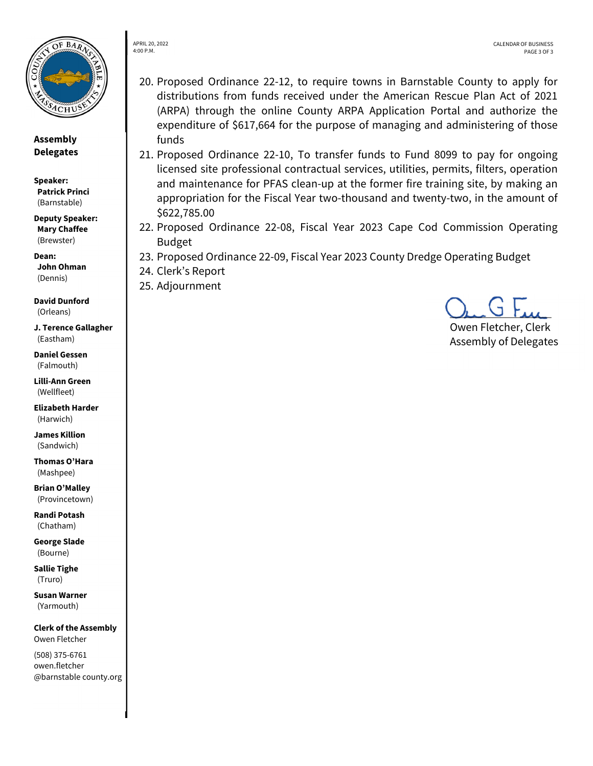Assembly Delegates

**Speaker:**
**Patrick Princi**
(Barnstable)

**Deputy Speaker:**
**Mary Chaffee**
(Brewster)

**Dean:**
**John Ohman**
(Dennis)

**David Dunford**
(Orleans)

**J. Terence Gallagher**
(Eastham)

**Daniel Gessen**
(Falmouth)

**Lilli-Ann Green**
(Wellfleet)

**Elizabeth Harder**
(Harwich)

**James Killion**
(Sandwich)

**Thomas O'Hara**
(Mashpee)

**Brian O'Malley**
(Provincetown)

**Randi Potash**
(Chatham)

**George Slade**
(Bourne)

**Sallie Tighe**
(Truro)

**Susan Warner**
(Yarmouth)

**Clerk of the Assembly**
Owen Fletcher

(508) 375-6761
owen.fletcher
@barnstable county.org

APRIL 20, 2022
4:00 P.M.

CALENDAR OF BUSINESS

20. Proposed Ordinance 22-12, to require towns in Barnstable County to apply for distributions from funds received under the American Rescue Plan Act of 2021 (ARPA) through the online County ARPA Application Portal and authorize the expenditure of $617,664 for the purpose of managing and administering of those funds
21. Proposed Ordinance 22-10, To transfer funds to Fund 8099 to pay for ongoing licensed site professional contractual services, utilities, permits, filters, operation and maintenance for PFAS clean-up at the former fire training site, by making an appropriation for the Fiscal Year two-thousand and twenty-two, in the amount of $622,785.00
22. Proposed Ordinance 22-08, Fiscal Year 2023 Cape Cod Commission Operating Budget
23. Proposed Ordinance 22-09, Fiscal Year 2023 County Dredge Operating Budget
24. Clerk's Report
25. Adjournment

Owen Fletcher, Clerk
Assembly of Delegates